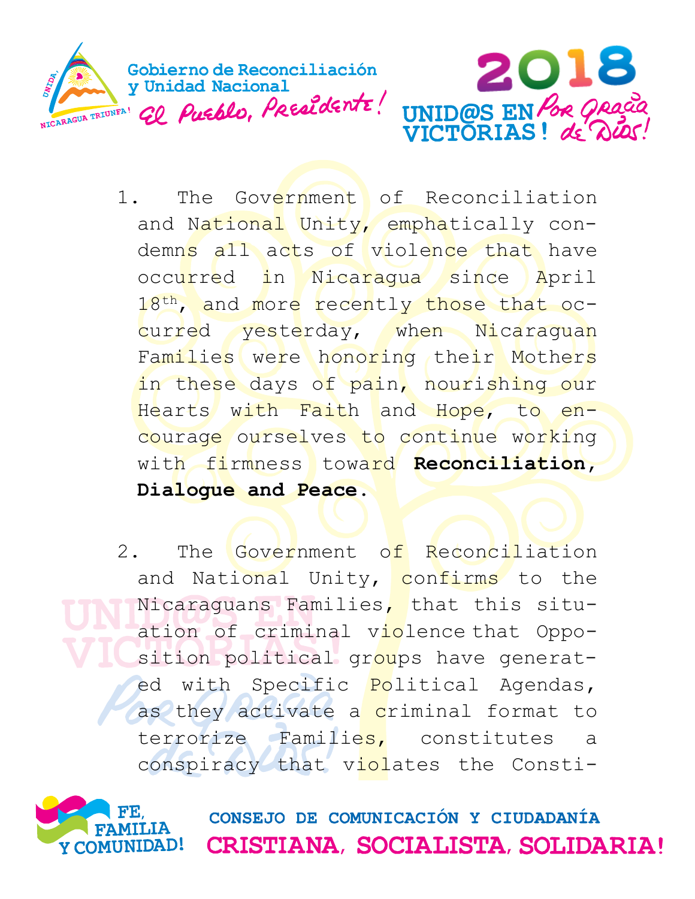1. The Government of Reconciliation and National Unity, emphatically condemns all acts of violence that have occurred in Nicaragua since April 18th, and more recently those that occurred yesterday, when Nicaraguan Families were honoring their Mothers in these days of pain, nourishing our Hearts with Faith and Hope, to encourage ourselves to continue working with firmness toward **Reconciliation, Dialogue and Peace.**

2. The Government of Reconciliation and National Unity, confirms to the Nicaraguans Families, that this situation of criminal violence that Opposition political groups have generated with Specific Political Agendas, as they activate a criminal format to terrorize Families, constitutes a conspiracy that violates the Consti-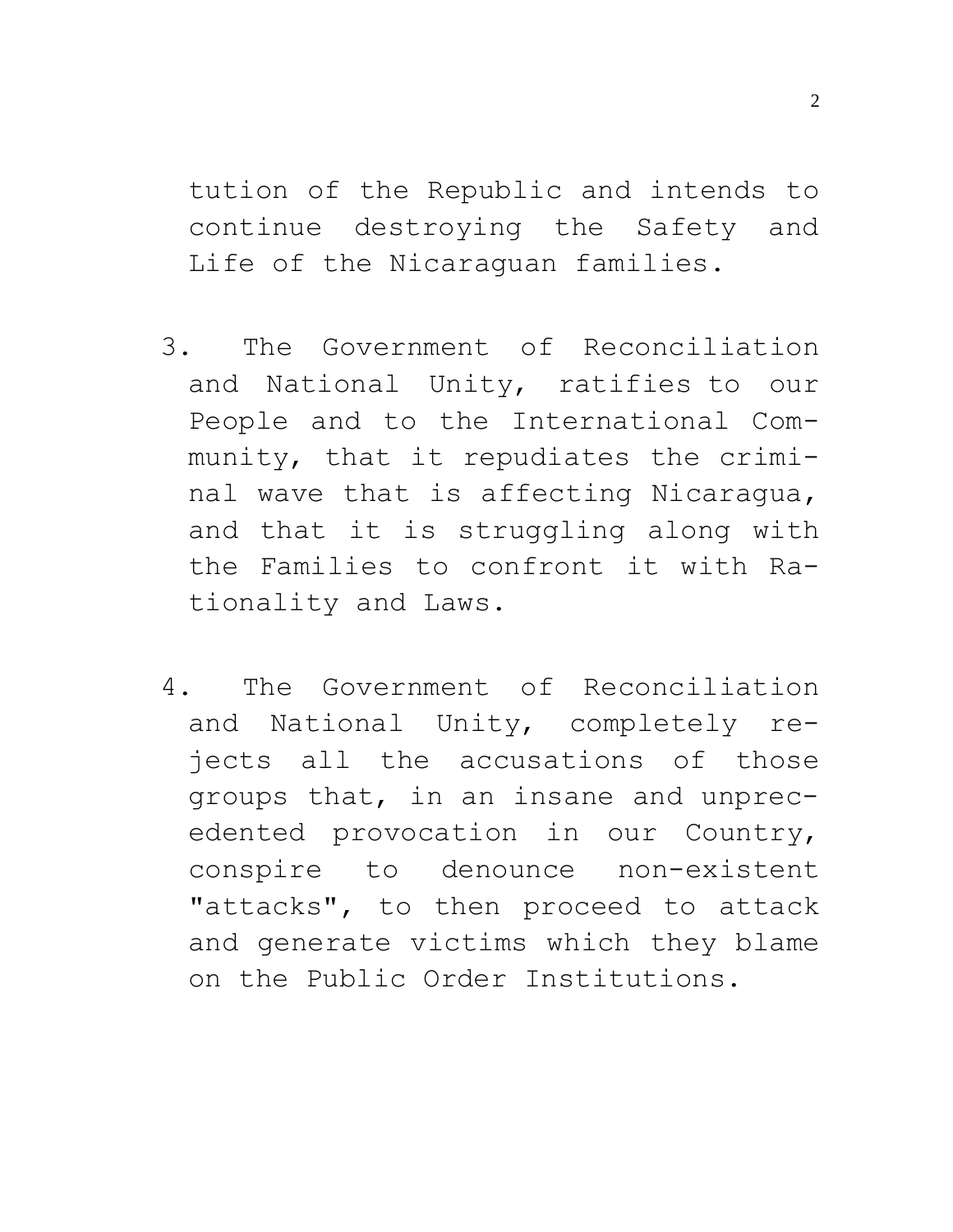tution of the Republic and intends to continue destroying the Safety and Life of the Nicaraguan families.

3. The Government of Reconciliation and National Unity, ratifies to our People and to the International Community, that it repudiates the criminal wave that is affecting Nicaragua, and that it is struggling along with the Families to confront it with Rationality and Laws.

4. The Government of Reconciliation and National Unity, completely rejects all the accusations of those groups that, in an insane and unprecedented provocation in our Country, conspire to denounce non-existent "attacks", to then proceed to attack and generate victims which they blame on the Public Order Institutions.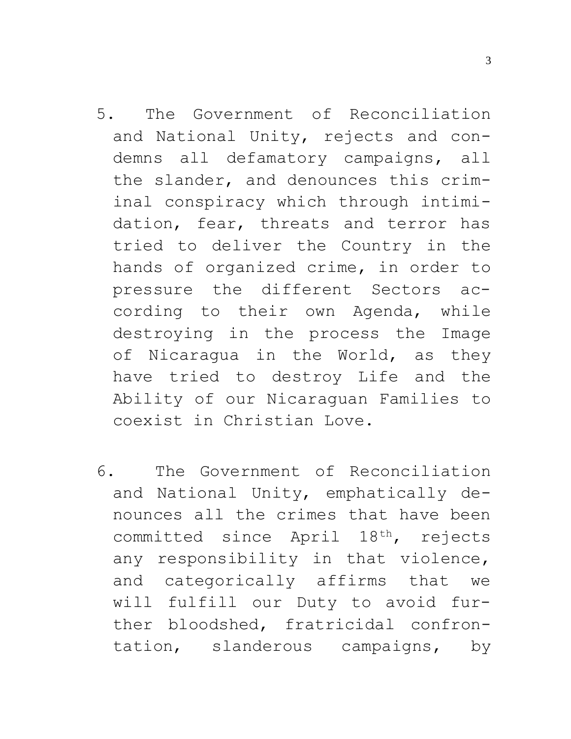5. The Government of Reconciliation and National Unity, rejects and condemns all defamatory campaigns, all the slander, and denounces this criminal conspiracy which through intimidation, fear, threats and terror has tried to deliver the Country in the hands of organized crime, in order to pressure the different Sectors according to their own Agenda, while destroying in the process the Image of Nicaragua in the World, as they have tried to destroy Life and the Ability of our Nicaraguan Families to coexist in Christian Love.

6. The Government of Reconciliation and National Unity, emphatically denounces all the crimes that have been committed since April 18th, rejects any responsibility in that violence, and categorically affirms that we will fulfill our Duty to avoid further bloodshed, fratricidal confrontation, slanderous campaigns, by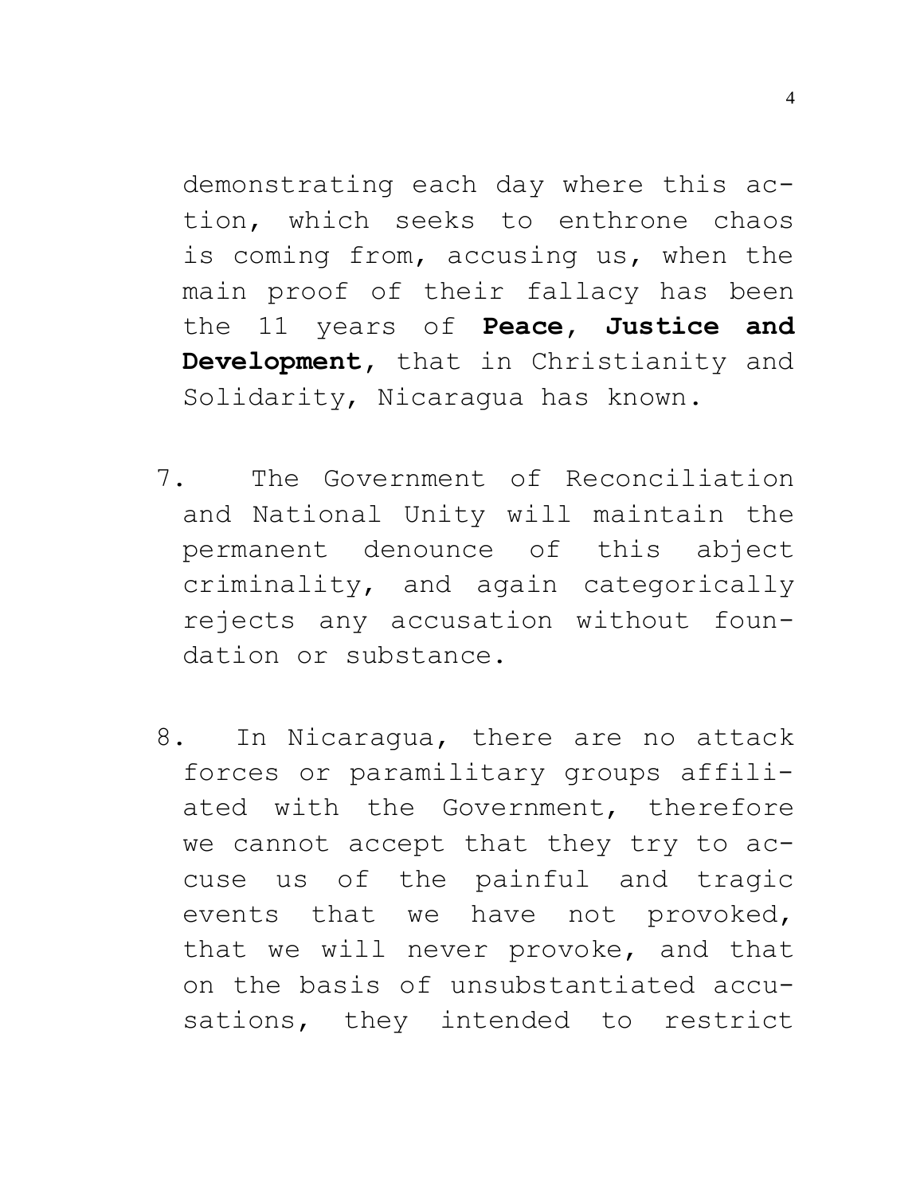demonstrating each day where this action, which seeks to enthrone chaos is coming from, accusing us, when the main proof of their fallacy has been the 11 years of **Peace, Justice and Development**, that in Christianity and Solidarity, Nicaragua has known.

7. The Government of Reconciliation and National Unity will maintain the permanent denounce of this abject criminality, and again categorically rejects any accusation without foundation or substance.

8. In Nicaragua, there are no attack forces or paramilitary groups affiliated with the Government, therefore we cannot accept that they try to accuse us of the painful and tragic events that we have not provoked, that we will never provoke, and that on the basis of unsubstantiated accusations, they intended to restrict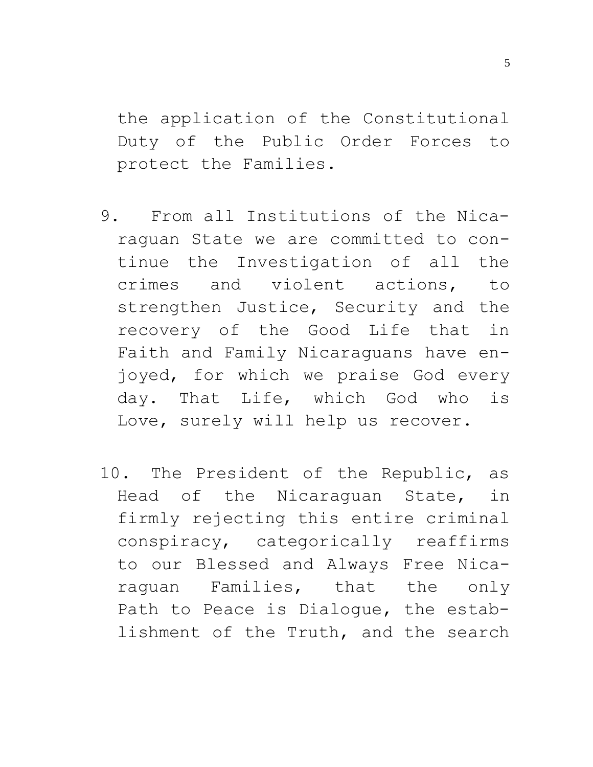the application of the Constitutional Duty of the Public Order Forces to protect the Families.

9. From all Institutions of the Nicaraguan State we are committed to continue the Investigation of all the crimes and violent actions, to strengthen Justice, Security and the recovery of the Good Life that in Faith and Family Nicaraguans have enjoyed, for which we praise God every day. That Life, which God who is Love, surely will help us recover.

10. The President of the Republic, as Head of the Nicaraguan State, in firmly rejecting this entire criminal conspiracy, categorically reaffirms to our Blessed and Always Free Nicaraguan Families, that the only Path to Peace is Dialogue, the establishment of the Truth, and the search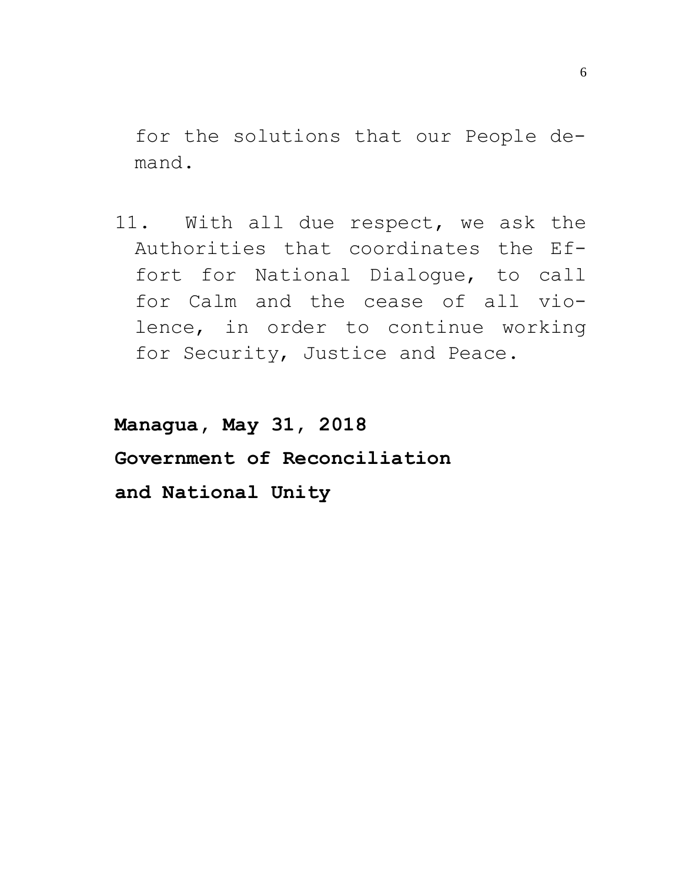for the solutions that our People demand.

11. With all due respect, we ask the Authorities that coordinates the Effort for National Dialogue, to call for Calm and the cease of all violence, in order to continue working for Security, Justice and Peace.

**Managua, May 31, 2018**

**Government of Reconciliation**

**and National Unity**